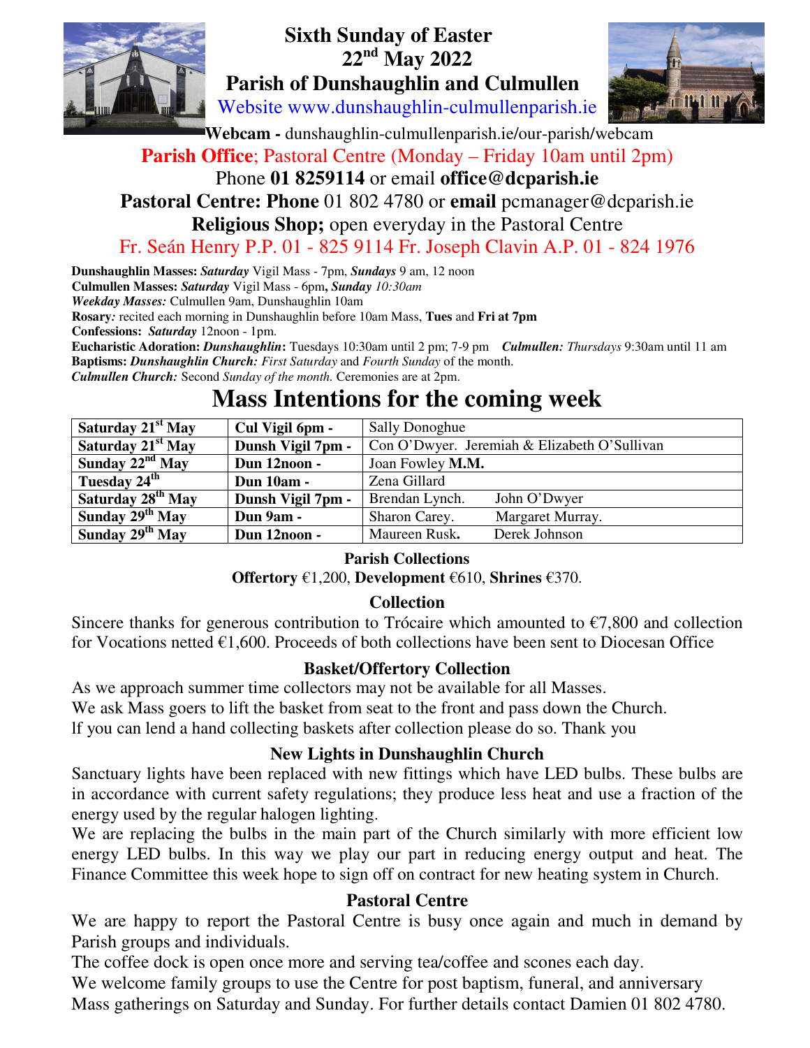# Sixth Sunday of Easter
## 22nd May 2022
## Parish of Dunshaughlin and Culmullen

Website www.dunshaughlin-culmullenparish.ie

**Webcam -** dunshaughlin-culmullenparish.ie/our-parish/webcam

**Parish Office**; Pastoral Centre (Monday – Friday 10am until 2pm)

Phone **01 8259114** or email **office@dcparish.ie**

**Pastoral Centre: Phone** 01 802 4780 or **email** pcmanager@dcparish.ie

**Religious Shop;** open everyday in the Pastoral Centre

Fr. Seán Henry P.P. 01 - 825 9114 Fr. Joseph Clavin A.P. 01 - 824 1976

**Dunshaughlin Masses:** ***Saturday*** Vigil Mass - 7pm, ***Sundays*** 9 am, 12 noon
**Culmullen Masses:** ***Saturday*** Vigil Mass - 6pm**,** ***Sunday*** *10:30am*
***Weekday Masses:*** Culmullen 9am, Dunshaughlin 10am
**Rosary***:* recited each morning in Dunshaughlin before 10am Mass, **Tues** and **Fri at 7pm**
**Confessions:** ***Saturday*** 12noon - 1pm.
**Eucharistic Adoration:** ***Dunshaughlin*****:** Tuesdays 10:30am until 2 pm; 7-9 pm ***Culmullen:*** *Thursdays* 9:30am until 11 am
**Baptisms:** ***Dunshaughlin Church:*** *First Saturday* and *Fourth Sunday* of the month.
***Culmullen Church:*** Second *Sunday of the month.* Ceremonies are at 2pm.

# Mass Intentions for the coming week

| | | |
|---|---|---|
| **Saturday 21st May** | **Cul Vigil 6pm -** | Sally Donoghue |
| **Saturday 21st May** | **Dunsh Vigil 7pm -** | Con O'Dwyer. Jeremiah & Elizabeth O'Sullivan |
| **Sunday 22nd May** | **Dun 12noon -** | Joan Fowley **M.M.** |
| **Tuesday 24th** | **Dun 10am -** | Zena Gillard |
| **Saturday 28th May** | **Dunsh Vigil 7pm -** | Brendan Lynch. John O'Dwyer |
| **Sunday 29th May** | **Dun 9am -** | Sharon Carey. Margaret Murray. |
| **Sunday 29th May** | **Dun 12noon -** | Maureen Rusk**.** Derek Johnson |

### Parish Collections

**Offertory** €1,200, **Development** €610, **Shrines** €370.

### Collection

Sincere thanks for generous contribution to Trócaire which amounted to €7,800 and collection for Vocations netted €1,600. Proceeds of both collections have been sent to Diocesan Office

### Basket/Offertory Collection

As we approach summer time collectors may not be available for all Masses.
We ask Mass goers to lift the basket from seat to the front and pass down the Church.
If you can lend a hand collecting baskets after collection please do so. Thank you

### New Lights in Dunshaughlin Church

Sanctuary lights have been replaced with new fittings which have LED bulbs. These bulbs are in accordance with current safety regulations; they produce less heat and use a fraction of the energy used by the regular halogen lighting.

We are replacing the bulbs in the main part of the Church similarly with more efficient low energy LED bulbs. In this way we play our part in reducing energy output and heat. The Finance Committee this week hope to sign off on contract for new heating system in Church.

### Pastoral Centre

We are happy to report the Pastoral Centre is busy once again and much in demand by Parish groups and individuals.

The coffee dock is open once more and serving tea/coffee and scones each day.

We welcome family groups to use the Centre for post baptism, funeral, and anniversary Mass gatherings on Saturday and Sunday. For further details contact Damien 01 802 4780.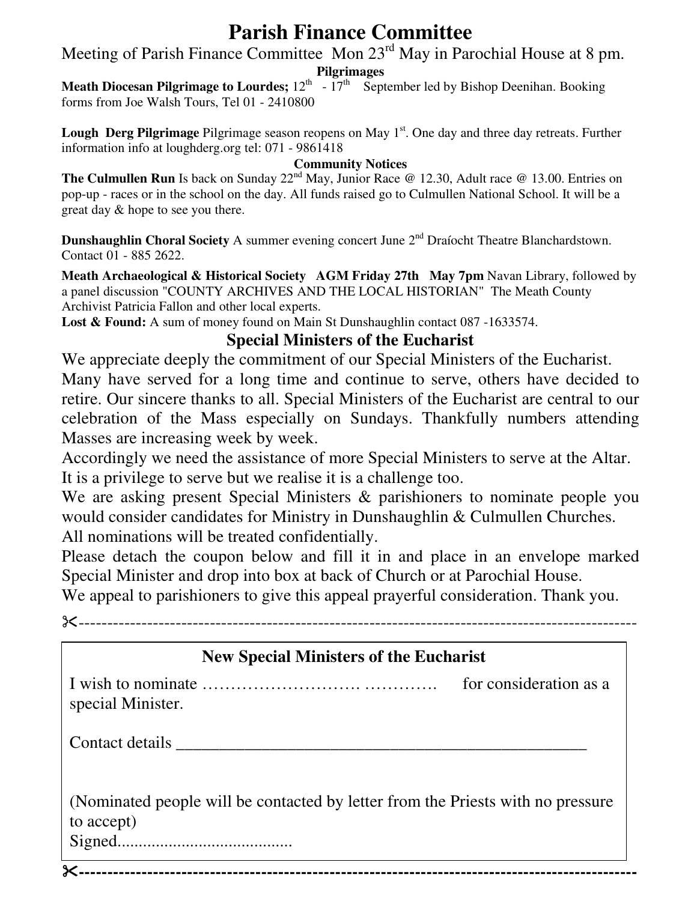# Parish Finance Committee

Meeting of Parish Finance Committee Mon 23rd May in Parochial House at 8 pm.

### Pilgrimages

**Meath Diocesan Pilgrimage to Lourdes;** 12th - 17th September led by Bishop Deenihan. Booking forms from Joe Walsh Tours, Tel 01 - 2410800

**Lough Derg Pilgrimage** Pilgrimage season reopens on May 1st. One day and three day retreats. Further information info at loughderg.org tel: 071 - 9861418

### Community Notices

**The Culmullen Run** Is back on Sunday 22nd May, Junior Race @ 12.30, Adult race @ 13.00. Entries on pop-up - races or in the school on the day. All funds raised go to Culmullen National School. It will be a great day & hope to see you there.

**Dunshaughlin Choral Society** A summer evening concert June 2nd Draíocht Theatre Blanchardstown. Contact 01 - 885 2622.

**Meath Archaeological & Historical Society AGM Friday 27th May 7pm** Navan Library, followed by a panel discussion "COUNTY ARCHIVES AND THE LOCAL HISTORIAN" The Meath County Archivist Patricia Fallon and other local experts.

**Lost & Found:** A sum of money found on Main St Dunshaughlin contact 087 -1633574.

## Special Ministers of the Eucharist

We appreciate deeply the commitment of our Special Ministers of the Eucharist. Many have served for a long time and continue to serve, others have decided to retire. Our sincere thanks to all. Special Ministers of the Eucharist are central to our celebration of the Mass especially on Sundays. Thankfully numbers attending Masses are increasing week by week.

Accordingly we need the assistance of more Special Ministers to serve at the Altar. It is a privilege to serve but we realise it is a challenge too.

We are asking present Special Ministers & parishioners to nominate people you would consider candidates for Ministry in Dunshaughlin & Culmullen Churches.

All nominations will be treated confidentially.

Please detach the coupon below and fill it in and place in an envelope marked Special Minister and drop into box at back of Church or at Parochial House.

We appeal to parishioners to give this appeal prayerful consideration. Thank you.

✂------------------------------------------------------------------------------------------------

### New Special Ministers of the Eucharist

I wish to nominate ………………………. …………. for consideration as a special Minister.

Contact details ________________________________________________

(Nominated people will be contacted by letter from the Priests with no pressure to accept)

Signed........................................

✂------------------------------------------------------------------------------------------------